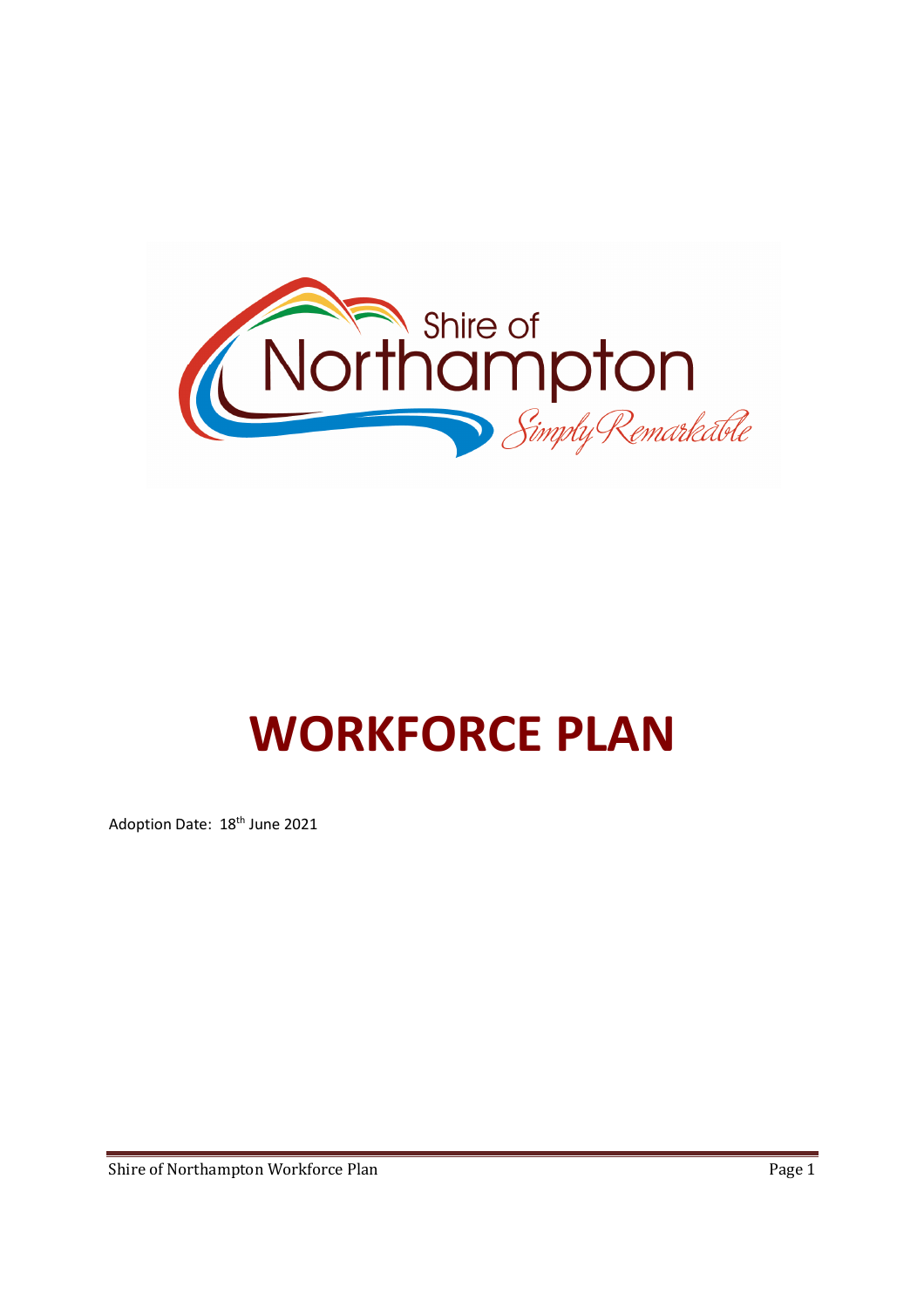# WORKFORCE PLAN

Adoption Date: 18th June 2021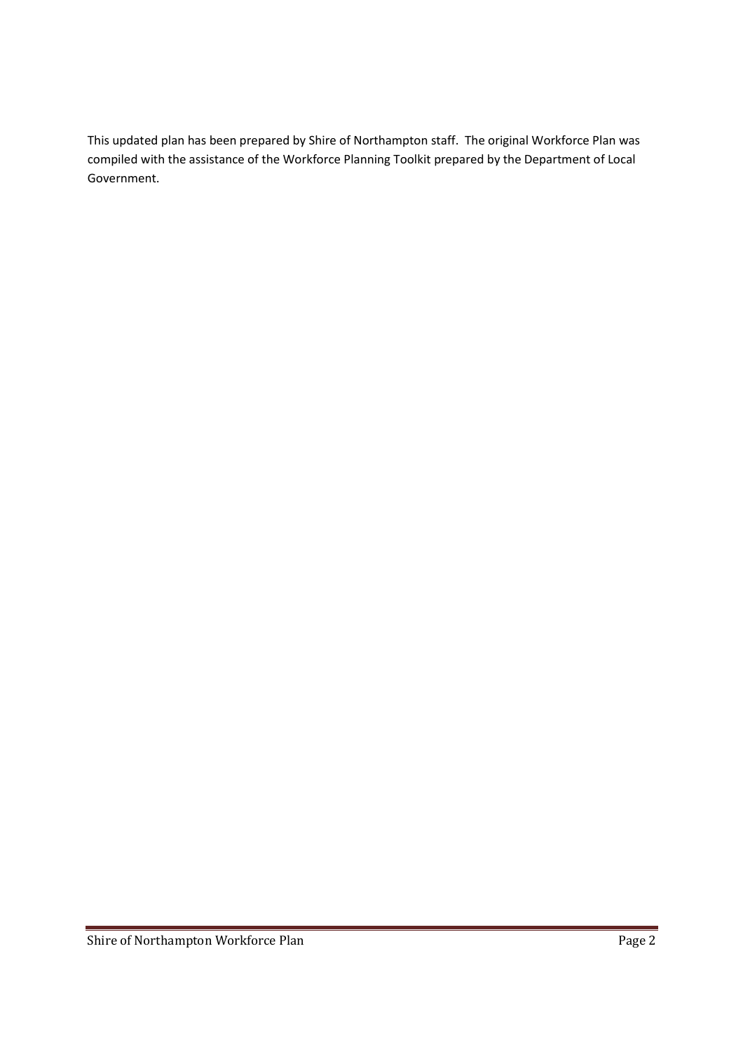This updated plan has been prepared by Shire of Northampton staff. The original Workforce Plan was compiled with the assistance of the Workforce Planning Toolkit prepared by the Department of Local Government.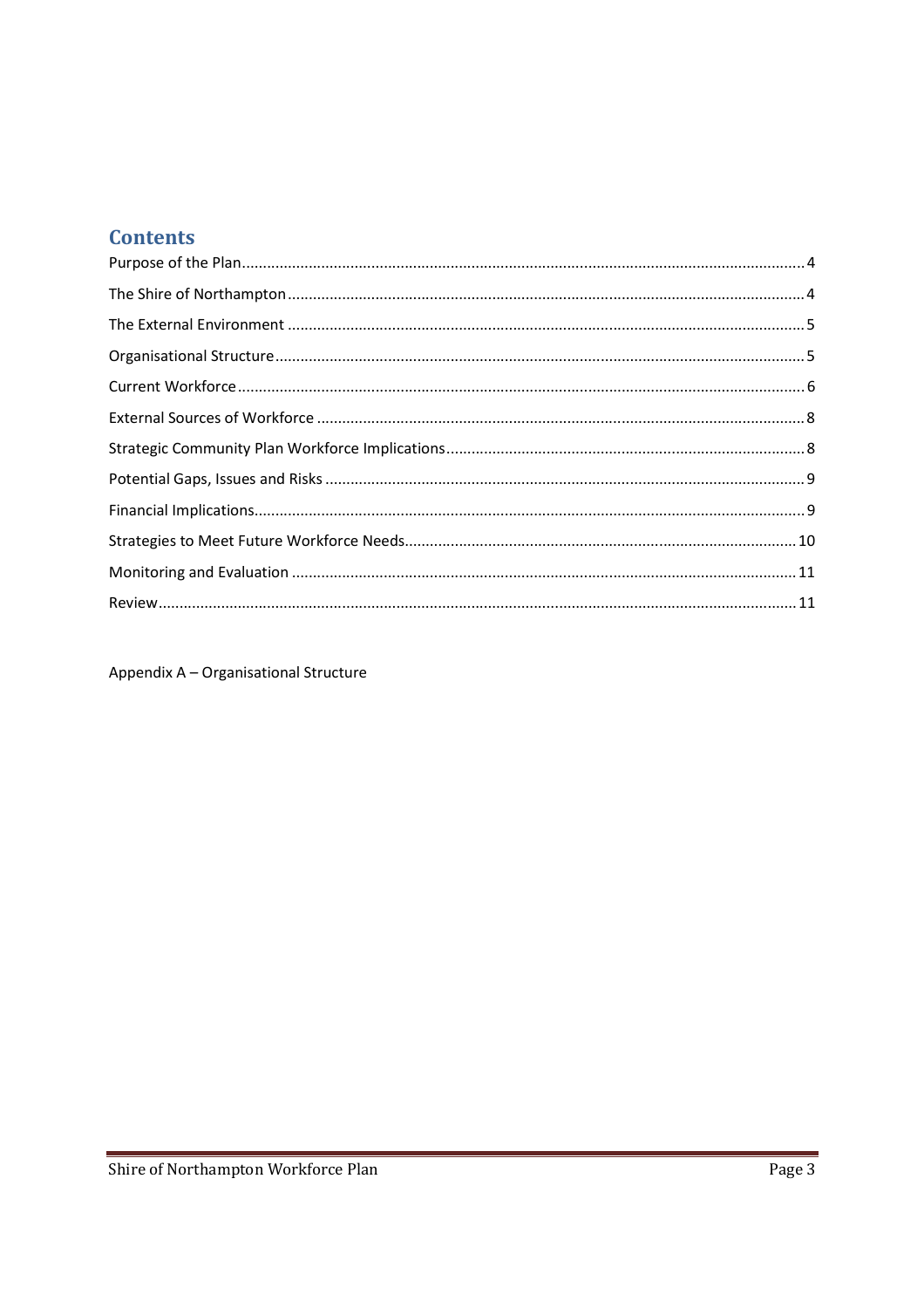## Contents

Purpose of the Plan........................................................................................................................4

The Shire of Northampton..............................................................................................................4

The External Environment..............................................................................................................5

Organisational Structure.................................................................................................................5

Current Workforce..........................................................................................................................6

External Sources of Workforce.......................................................................................................8

Strategic Community Plan Workforce Implications........................................................................8

Potential Gaps, Issues and Risks....................................................................................................9

Financial Implications.....................................................................................................................9

Strategies to Meet Future Workforce Needs.................................................................................10

Monitoring and Evaluation............................................................................................................11

Review...........................................................................................................................................11

Appendix A – Organisational Structure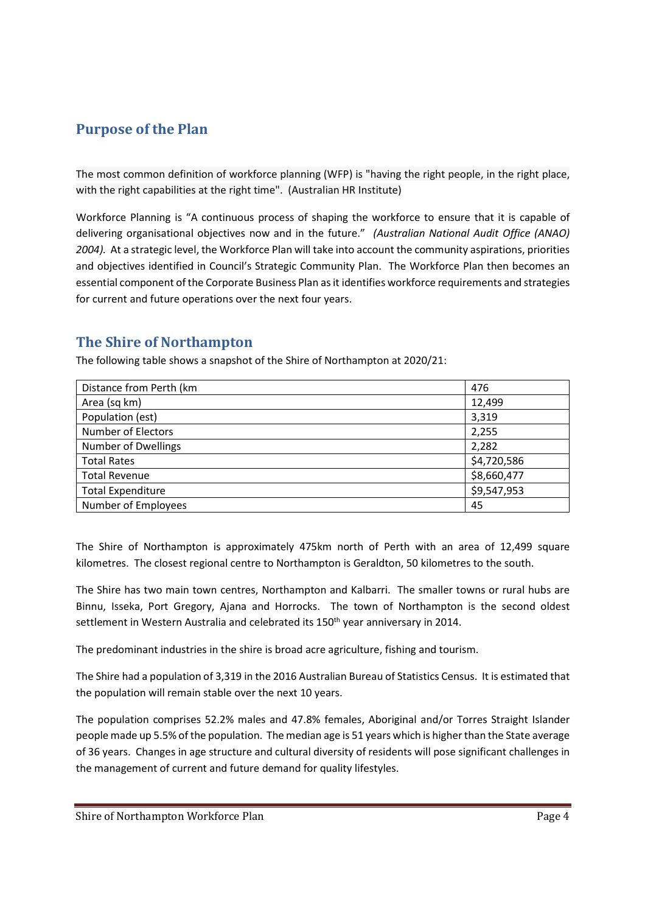## Purpose of the Plan

The most common definition of workforce planning (WFP) is "having the right people, in the right place, with the right capabilities at the right time". (Australian HR Institute)

Workforce Planning is "A continuous process of shaping the workforce to ensure that it is capable of delivering organisational objectives now and in the future." *(Australian National Audit Office (ANAO) 2004).* At a strategic level, the Workforce Plan will take into account the community aspirations, priorities and objectives identified in Council's Strategic Community Plan. The Workforce Plan then becomes an essential component of the Corporate Business Plan as it identifies workforce requirements and strategies for current and future operations over the next four years.

## The Shire of Northampton

The following table shows a snapshot of the Shire of Northampton at 2020/21:

| | |
|---|---|
| Distance from Perth (km | 476 |
| Area (sq km) | 12,499 |
| Population (est) | 3,319 |
| Number of Electors | 2,255 |
| Number of Dwellings | 2,282 |
| Total Rates | $4,720,586 |
| Total Revenue | $8,660,477 |
| Total Expenditure | $9,547,953 |
| Number of Employees | 45 |

The Shire of Northampton is approximately 475km north of Perth with an area of 12,499 square kilometres. The closest regional centre to Northampton is Geraldton, 50 kilometres to the south.

The Shire has two main town centres, Northampton and Kalbarri. The smaller towns or rural hubs are Binnu, Isseka, Port Gregory, Ajana and Horrocks. The town of Northampton is the second oldest settlement in Western Australia and celebrated its 150th year anniversary in 2014.

The predominant industries in the shire is broad acre agriculture, fishing and tourism.

The Shire had a population of 3,319 in the 2016 Australian Bureau of Statistics Census. It is estimated that the population will remain stable over the next 10 years.

The population comprises 52.2% males and 47.8% females, Aboriginal and/or Torres Straight Islander people made up 5.5% of the population. The median age is 51 years which is higher than the State average of 36 years. Changes in age structure and cultural diversity of residents will pose significant challenges in the management of current and future demand for quality lifestyles.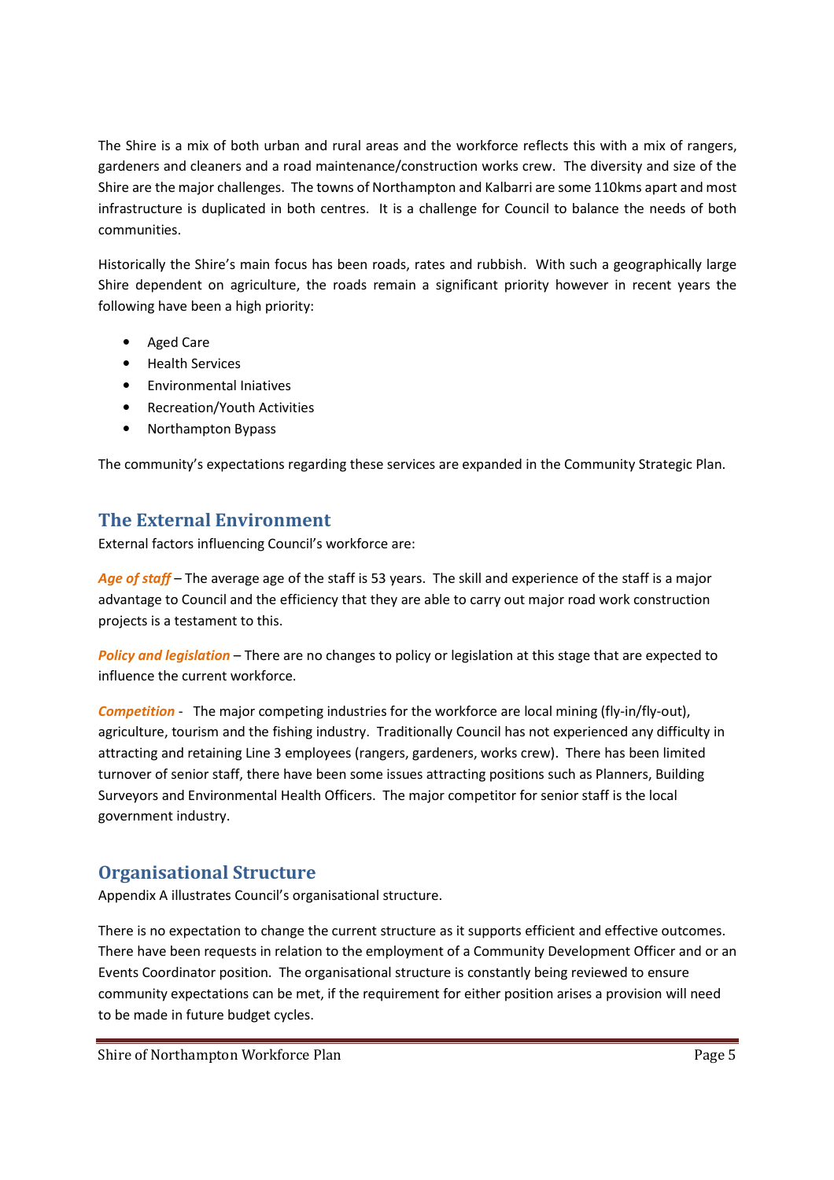The Shire is a mix of both urban and rural areas and the workforce reflects this with a mix of rangers, gardeners and cleaners and a road maintenance/construction works crew. The diversity and size of the Shire are the major challenges. The towns of Northampton and Kalbarri are some 110kms apart and most infrastructure is duplicated in both centres. It is a challenge for Council to balance the needs of both communities.

Historically the Shire's main focus has been roads, rates and rubbish. With such a geographically large Shire dependent on agriculture, the roads remain a significant priority however in recent years the following have been a high priority:

- Aged Care
- Health Services
- Environmental Iniatives
- Recreation/Youth Activities
- Northampton Bypass

The community's expectations regarding these services are expanded in the Community Strategic Plan.

## The External Environment

External factors influencing Council's workforce are:

***Age of staff*** – The average age of the staff is 53 years. The skill and experience of the staff is a major advantage to Council and the efficiency that they are able to carry out major road work construction projects is a testament to this.

***Policy and legislation*** – There are no changes to policy or legislation at this stage that are expected to influence the current workforce.

***Competition*** - The major competing industries for the workforce are local mining (fly-in/fly-out), agriculture, tourism and the fishing industry. Traditionally Council has not experienced any difficulty in attracting and retaining Line 3 employees (rangers, gardeners, works crew). There has been limited turnover of senior staff, there have been some issues attracting positions such as Planners, Building Surveyors and Environmental Health Officers. The major competitor for senior staff is the local government industry.

## Organisational Structure

Appendix A illustrates Council's organisational structure.

There is no expectation to change the current structure as it supports efficient and effective outcomes. There have been requests in relation to the employment of a Community Development Officer and or an Events Coordinator position. The organisational structure is constantly being reviewed to ensure community expectations can be met, if the requirement for either position arises a provision will need to be made in future budget cycles.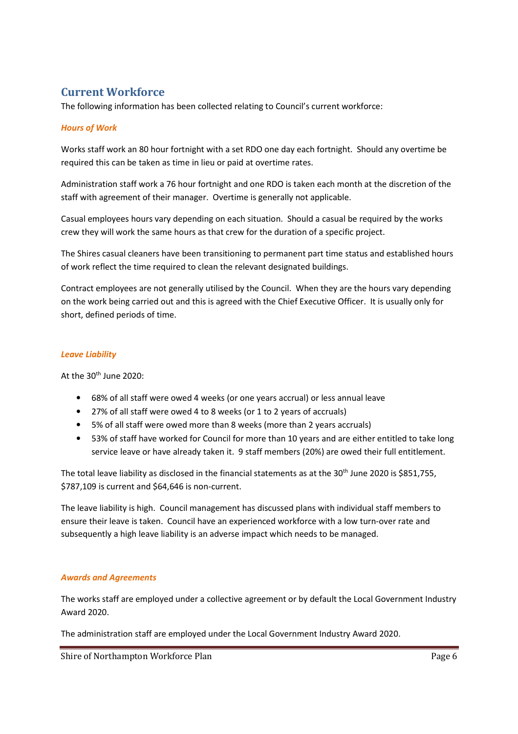## Current Workforce

The following information has been collected relating to Council's current workforce:

### *Hours of Work*

Works staff work an 80 hour fortnight with a set RDO one day each fortnight. Should any overtime be required this can be taken as time in lieu or paid at overtime rates.

Administration staff work a 76 hour fortnight and one RDO is taken each month at the discretion of the staff with agreement of their manager. Overtime is generally not applicable.

Casual employees hours vary depending on each situation. Should a casual be required by the works crew they will work the same hours as that crew for the duration of a specific project.

The Shires casual cleaners have been transitioning to permanent part time status and established hours of work reflect the time required to clean the relevant designated buildings.

Contract employees are not generally utilised by the Council. When they are the hours vary depending on the work being carried out and this is agreed with the Chief Executive Officer. It is usually only for short, defined periods of time.

### *Leave Liability*

At the 30th June 2020:

- 68% of all staff were owed 4 weeks (or one years accrual) or less annual leave
- 27% of all staff were owed 4 to 8 weeks (or 1 to 2 years of accruals)
- 5% of all staff were owed more than 8 weeks (more than 2 years accruals)
- 53% of staff have worked for Council for more than 10 years and are either entitled to take long service leave or have already taken it. 9 staff members (20%) are owed their full entitlement.

The total leave liability as disclosed in the financial statements as at the 30th June 2020 is $851,755, $787,109 is current and $64,646 is non-current.

The leave liability is high. Council management has discussed plans with individual staff members to ensure their leave is taken. Council have an experienced workforce with a low turn-over rate and subsequently a high leave liability is an adverse impact which needs to be managed.

### *Awards and Agreements*

The works staff are employed under a collective agreement or by default the Local Government Industry Award 2020.

The administration staff are employed under the Local Government Industry Award 2020.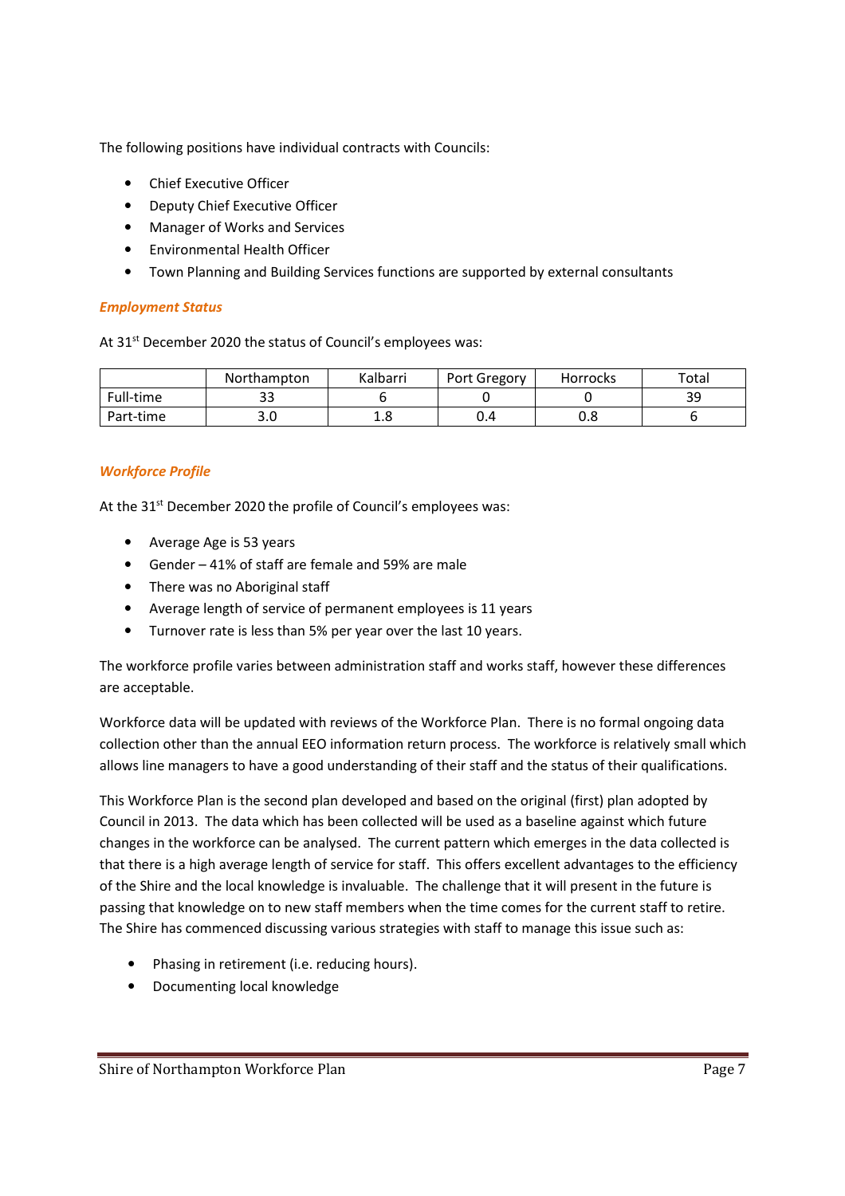The following positions have individual contracts with Councils:

- Chief Executive Officer
- Deputy Chief Executive Officer
- Manager of Works and Services
- Environmental Health Officer
- Town Planning and Building Services functions are supported by external consultants

### *Employment Status*

At 31st December 2020 the status of Council's employees was:

| | Northampton | Kalbarri | Port Gregory | Horrocks | Total |
|---|---|---|---|---|---|
| Full-time | 33 | 6 | 0 | 0 | 39 |
| Part-time | 3.0 | 1.8 | 0.4 | 0.8 | 6 |

### *Workforce Profile*

At the 31st December 2020 the profile of Council's employees was:

- Average Age is 53 years
- Gender – 41% of staff are female and 59% are male
- There was no Aboriginal staff
- Average length of service of permanent employees is 11 years
- Turnover rate is less than 5% per year over the last 10 years.

The workforce profile varies between administration staff and works staff, however these differences are acceptable.

Workforce data will be updated with reviews of the Workforce Plan. There is no formal ongoing data collection other than the annual EEO information return process. The workforce is relatively small which allows line managers to have a good understanding of their staff and the status of their qualifications.

This Workforce Plan is the second plan developed and based on the original (first) plan adopted by Council in 2013. The data which has been collected will be used as a baseline against which future changes in the workforce can be analysed. The current pattern which emerges in the data collected is that there is a high average length of service for staff. This offers excellent advantages to the efficiency of the Shire and the local knowledge is invaluable. The challenge that it will present in the future is passing that knowledge on to new staff members when the time comes for the current staff to retire. The Shire has commenced discussing various strategies with staff to manage this issue such as:

- Phasing in retirement (i.e. reducing hours).
- Documenting local knowledge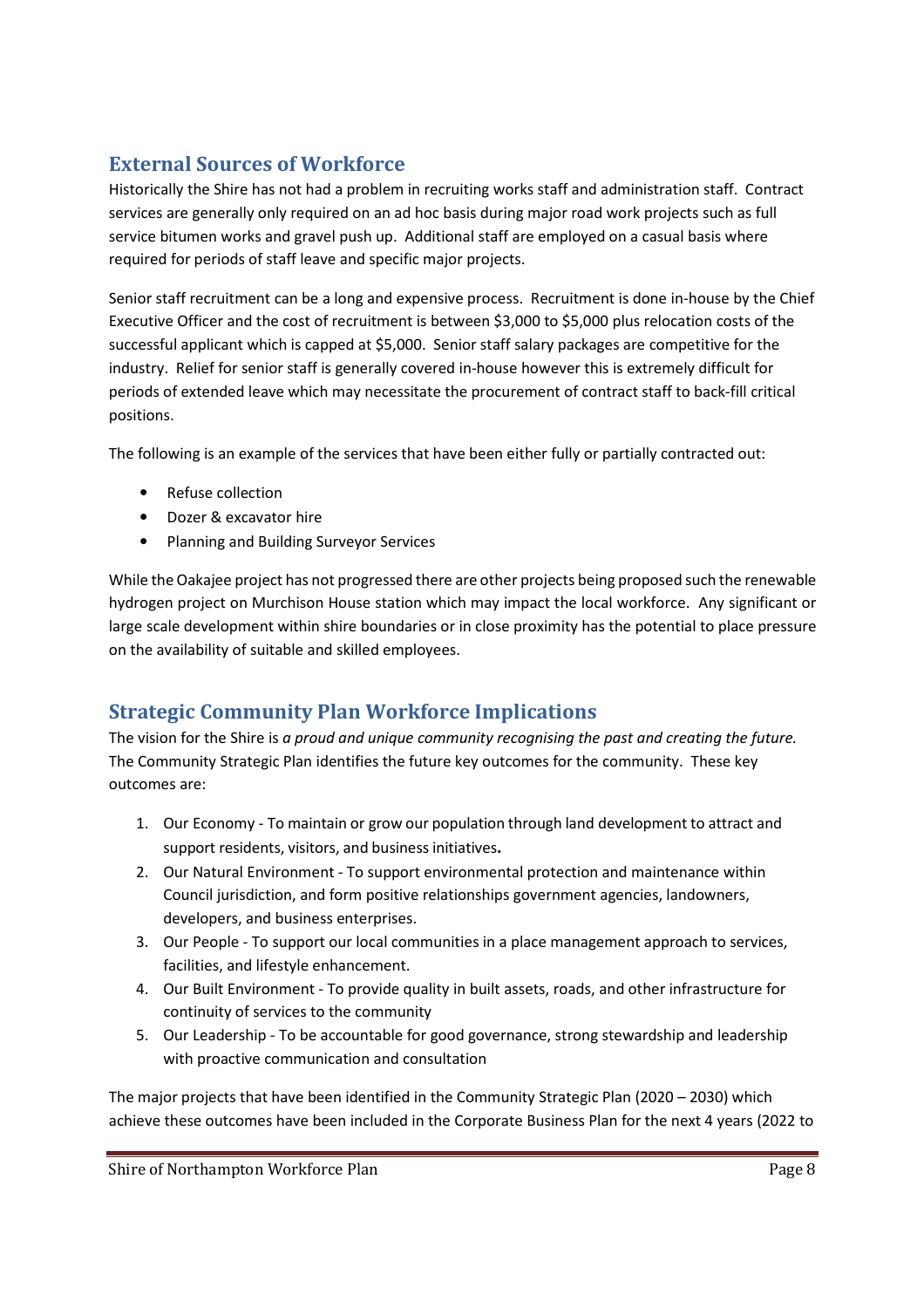## External Sources of Workforce

Historically the Shire has not had a problem in recruiting works staff and administration staff. Contract services are generally only required on an ad hoc basis during major road work projects such as full service bitumen works and gravel push up. Additional staff are employed on a casual basis where required for periods of staff leave and specific major projects.

Senior staff recruitment can be a long and expensive process. Recruitment is done in-house by the Chief Executive Officer and the cost of recruitment is between $3,000 to $5,000 plus relocation costs of the successful applicant which is capped at $5,000. Senior staff salary packages are competitive for the industry. Relief for senior staff is generally covered in-house however this is extremely difficult for periods of extended leave which may necessitate the procurement of contract staff to back-fill critical positions.

The following is an example of the services that have been either fully or partially contracted out:

- Refuse collection
- Dozer & excavator hire
- Planning and Building Surveyor Services

While the Oakajee project has not progressed there are other projects being proposed such the renewable hydrogen project on Murchison House station which may impact the local workforce. Any significant or large scale development within shire boundaries or in close proximity has the potential to place pressure on the availability of suitable and skilled employees.

## Strategic Community Plan Workforce Implications

The vision for the Shire is *a proud and unique community recognising the past and creating the future.* The Community Strategic Plan identifies the future key outcomes for the community. These key outcomes are:

1. Our Economy - To maintain or grow our population through land development to attract and support residents, visitors, and business initiatives**.**
2. Our Natural Environment - To support environmental protection and maintenance within Council jurisdiction, and form positive relationships government agencies, landowners, developers, and business enterprises.
3. Our People - To support our local communities in a place management approach to services, facilities, and lifestyle enhancement.
4. Our Built Environment - To provide quality in built assets, roads, and other infrastructure for continuity of services to the community
5. Our Leadership - To be accountable for good governance, strong stewardship and leadership with proactive communication and consultation

The major projects that have been identified in the Community Strategic Plan (2020 – 2030) which achieve these outcomes have been included in the Corporate Business Plan for the next 4 years (2022 to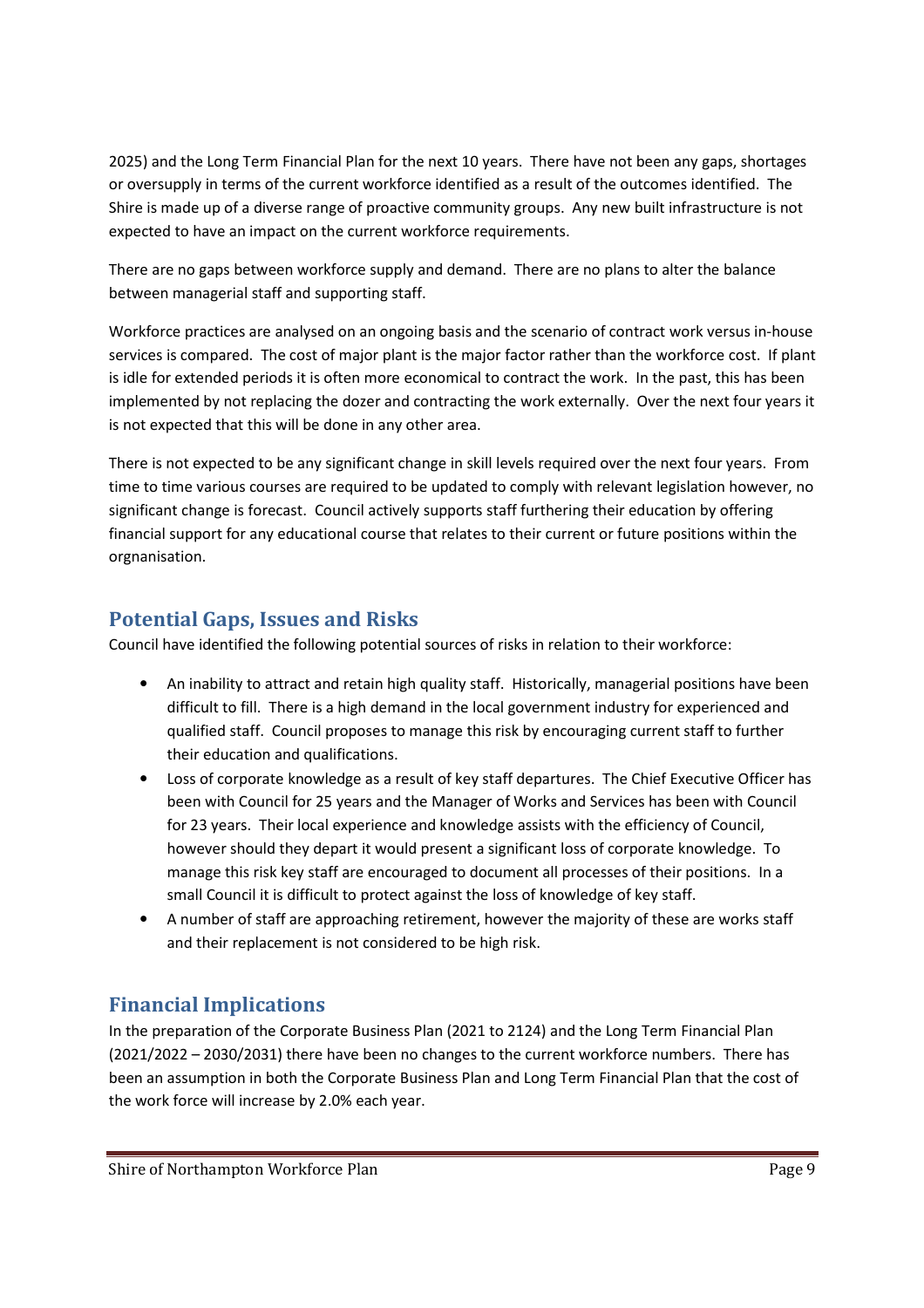2025) and the Long Term Financial Plan for the next 10 years. There have not been any gaps, shortages or oversupply in terms of the current workforce identified as a result of the outcomes identified. The Shire is made up of a diverse range of proactive community groups. Any new built infrastructure is not expected to have an impact on the current workforce requirements.

There are no gaps between workforce supply and demand. There are no plans to alter the balance between managerial staff and supporting staff.

Workforce practices are analysed on an ongoing basis and the scenario of contract work versus in-house services is compared. The cost of major plant is the major factor rather than the workforce cost. If plant is idle for extended periods it is often more economical to contract the work. In the past, this has been implemented by not replacing the dozer and contracting the work externally. Over the next four years it is not expected that this will be done in any other area.

There is not expected to be any significant change in skill levels required over the next four years. From time to time various courses are required to be updated to comply with relevant legislation however, no significant change is forecast. Council actively supports staff furthering their education by offering financial support for any educational course that relates to their current or future positions within the orgnanisation.

## Potential Gaps, Issues and Risks

Council have identified the following potential sources of risks in relation to their workforce:

- An inability to attract and retain high quality staff. Historically, managerial positions have been difficult to fill. There is a high demand in the local government industry for experienced and qualified staff. Council proposes to manage this risk by encouraging current staff to further their education and qualifications.
- Loss of corporate knowledge as a result of key staff departures. The Chief Executive Officer has been with Council for 25 years and the Manager of Works and Services has been with Council for 23 years. Their local experience and knowledge assists with the efficiency of Council, however should they depart it would present a significant loss of corporate knowledge. To manage this risk key staff are encouraged to document all processes of their positions. In a small Council it is difficult to protect against the loss of knowledge of key staff.
- A number of staff are approaching retirement, however the majority of these are works staff and their replacement is not considered to be high risk.

## Financial Implications

In the preparation of the Corporate Business Plan (2021 to 2124) and the Long Term Financial Plan (2021/2022 – 2030/2031) there have been no changes to the current workforce numbers. There has been an assumption in both the Corporate Business Plan and Long Term Financial Plan that the cost of the work force will increase by 2.0% each year.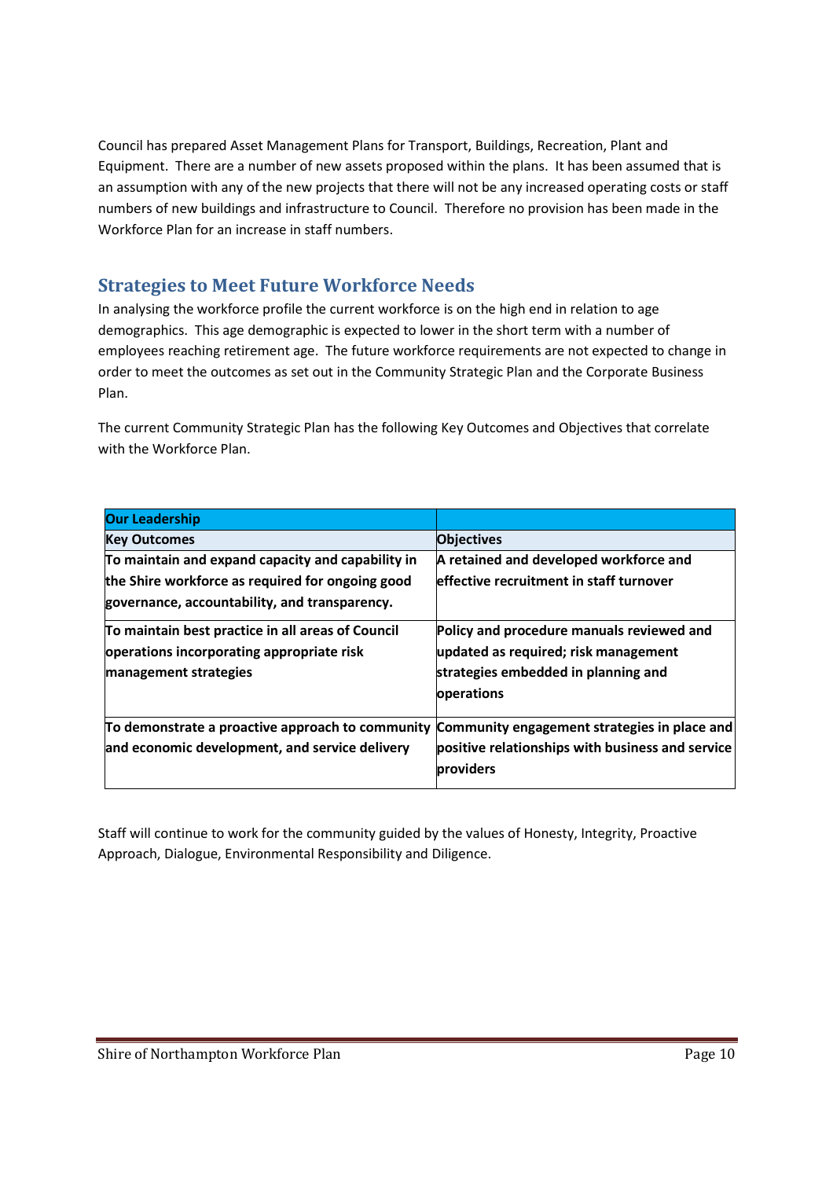Council has prepared Asset Management Plans for Transport, Buildings, Recreation, Plant and Equipment. There are a number of new assets proposed within the plans. It has been assumed that is an assumption with any of the new projects that there will not be any increased operating costs or staff numbers of new buildings and infrastructure to Council. Therefore no provision has been made in the Workforce Plan for an increase in staff numbers.

## Strategies to Meet Future Workforce Needs

In analysing the workforce profile the current workforce is on the high end in relation to age demographics. This age demographic is expected to lower in the short term with a number of employees reaching retirement age. The future workforce requirements are not expected to change in order to meet the outcomes as set out in the Community Strategic Plan and the Corporate Business Plan.

The current Community Strategic Plan has the following Key Outcomes and Objectives that correlate with the Workforce Plan.

| **Our Leadership** | |
|---|---|
| **Key Outcomes** | **Objectives** |
| **To maintain and expand capacity and capability in the Shire workforce as required for ongoing good governance, accountability, and transparency.** | **A retained and developed workforce and effective recruitment in staff turnover** |
| **To maintain best practice in all areas of Council operations incorporating appropriate risk management strategies** | **Policy and procedure manuals reviewed and updated as required; risk management strategies embedded in planning and operations** |
| **To demonstrate a proactive approach to community and economic development, and service delivery** | **Community engagement strategies in place and positive relationships with business and service providers** |

Staff will continue to work for the community guided by the values of Honesty, Integrity, Proactive Approach, Dialogue, Environmental Responsibility and Diligence.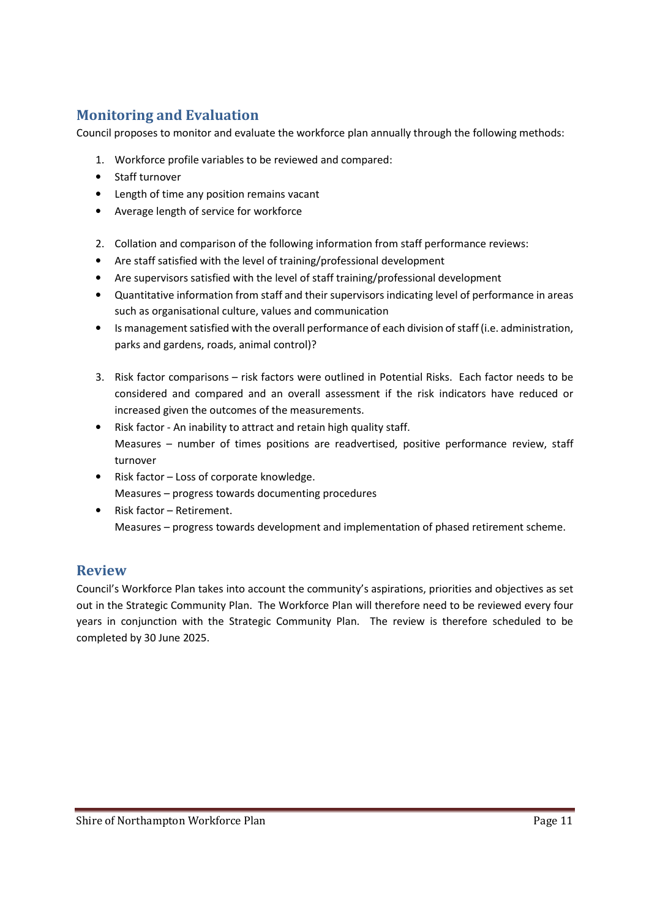## Monitoring and Evaluation

Council proposes to monitor and evaluate the workforce plan annually through the following methods:

1. Workforce profile variables to be reviewed and compared:
- Staff turnover
- Length of time any position remains vacant
- Average length of service for workforce

2. Collation and comparison of the following information from staff performance reviews:
- Are staff satisfied with the level of training/professional development
- Are supervisors satisfied with the level of staff training/professional development
- Quantitative information from staff and their supervisors indicating level of performance in areas such as organisational culture, values and communication
- Is management satisfied with the overall performance of each division of staff (i.e. administration, parks and gardens, roads, animal control)?

3. Risk factor comparisons – risk factors were outlined in Potential Risks. Each factor needs to be considered and compared and an overall assessment if the risk indicators have reduced or increased given the outcomes of the measurements.
- Risk factor - An inability to attract and retain high quality staff.
  Measures – number of times positions are readvertised, positive performance review, staff turnover
- Risk factor – Loss of corporate knowledge.
  Measures – progress towards documenting procedures
- Risk factor – Retirement.
  Measures – progress towards development and implementation of phased retirement scheme.

## Review

Council's Workforce Plan takes into account the community's aspirations, priorities and objectives as set out in the Strategic Community Plan. The Workforce Plan will therefore need to be reviewed every four years in conjunction with the Strategic Community Plan. The review is therefore scheduled to be completed by 30 June 2025.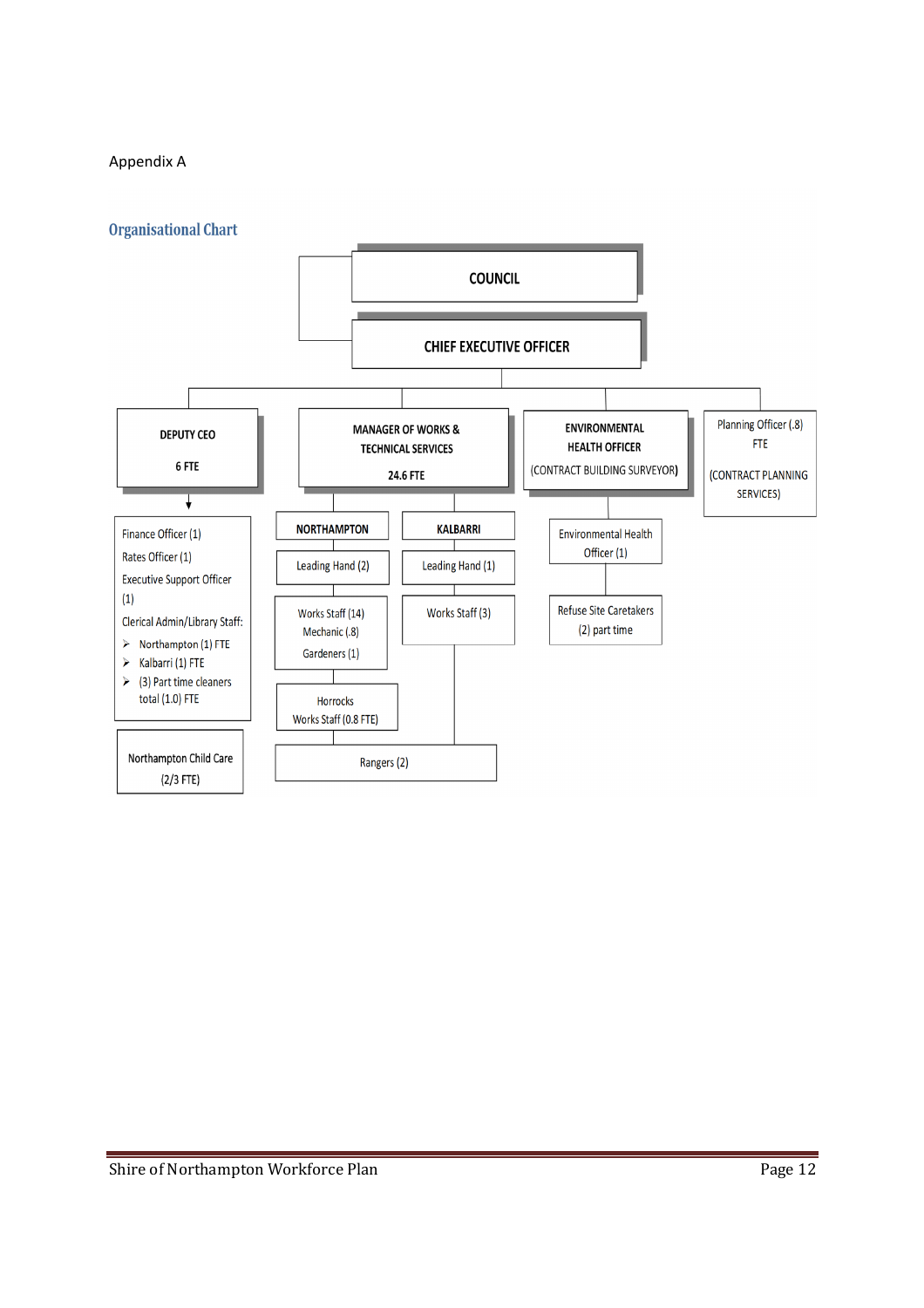Appendix A

## Organisational Chart

COUNCIL

CHIEF EXECUTIVE OFFICER

DEPUTY CEO

6 FTE

Finance Officer (1)

Rates Officer (1)

Executive Support Officer (1)

Clerical Admin/Library Staff:

- Northampton (1) FTE
- Kalbarri (1) FTE
- (3) Part time cleaners total (1.0) FTE

Northampton Child Care (2/3 FTE)

MANAGER OF WORKS & TECHNICAL SERVICES

24.6 FTE

NORTHAMPTON

Leading Hand (2)

Works Staff (14)
Mechanic (.8)
Gardeners (1)

Horrocks
Works Staff (0.8 FTE)

KALBARRI

Leading Hand (1)

Works Staff (3)

Rangers (2)

ENVIRONMENTAL HEALTH OFFICER

(CONTRACT BUILDING SURVEYOR)

Environmental Health Officer (1)

Refuse Site Caretakers (2) part time

Planning Officer (.8) FTE

(CONTRACT PLANNING SERVICES)